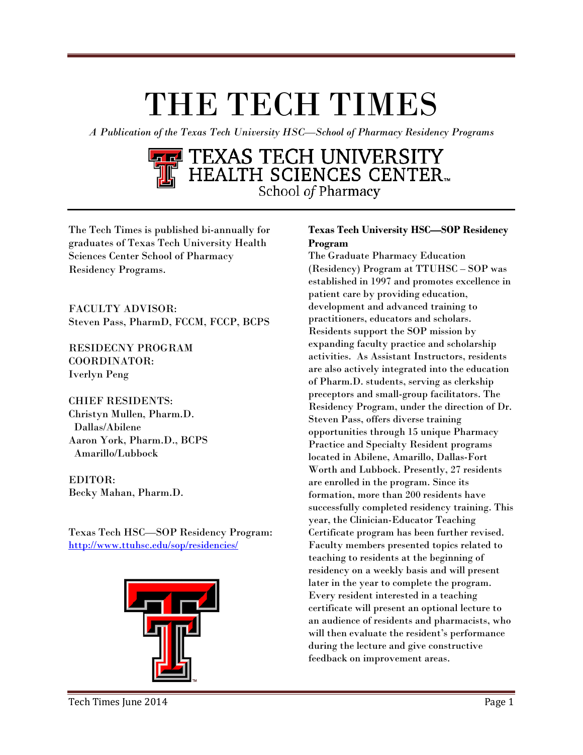# THE TECH TIMES

*A Publication of the Texas Tech University HSC—School of Pharmacy Residency Programs*

TEXAS TECH UNIVERSITY HEALTH SCIENCES CENTER School *of* Pharmacy

The Tech Times is published bi-annually for graduates of Texas Tech University Health Sciences Center School of Pharmacy Residency Programs.

FACULTY ADVISOR:
Steven Pass, PharmD, FCCM, FCCP, BCPS

RESIDECNY PROGRAM COORDINATOR:
Iverlyn Peng

CHIEF RESIDENTS:
Christyn Mullen, Pharm.D.
Dallas/Abilene
Aaron York, Pharm.D., BCPS
Amarillo/Lubbock

EDITOR:
Becky Mahan, Pharm.D.

Texas Tech HSC—SOP Residency Program:
http://www.ttuhsc.edu/sop/residencies/

**Texas Tech University HSC—SOP Residency Program**

The Graduate Pharmacy Education (Residency) Program at TTUHSC – SOP was established in 1997 and promotes excellence in patient care by providing education, development and advanced training to practitioners, educators and scholars. Residents support the SOP mission by expanding faculty practice and scholarship activities. As Assistant Instructors, residents are also actively integrated into the education of Pharm.D. students, serving as clerkship preceptors and small-group facilitators. The Residency Program, under the direction of Dr. Steven Pass, offers diverse training opportunities through 15 unique Pharmacy Practice and Specialty Resident programs located in Abilene, Amarillo, Dallas-Fort Worth and Lubbock. Presently, 27 residents are enrolled in the program. Since its formation, more than 200 residents have successfully completed residency training. This year, the Clinician-Educator Teaching Certificate program has been further revised. Faculty members presented topics related to teaching to residents at the beginning of residency on a weekly basis and will present later in the year to complete the program. Every resident interested in a teaching certificate will present an optional lecture to an audience of residents and pharmacists, who will then evaluate the resident's performance during the lecture and give constructive feedback on improvement areas.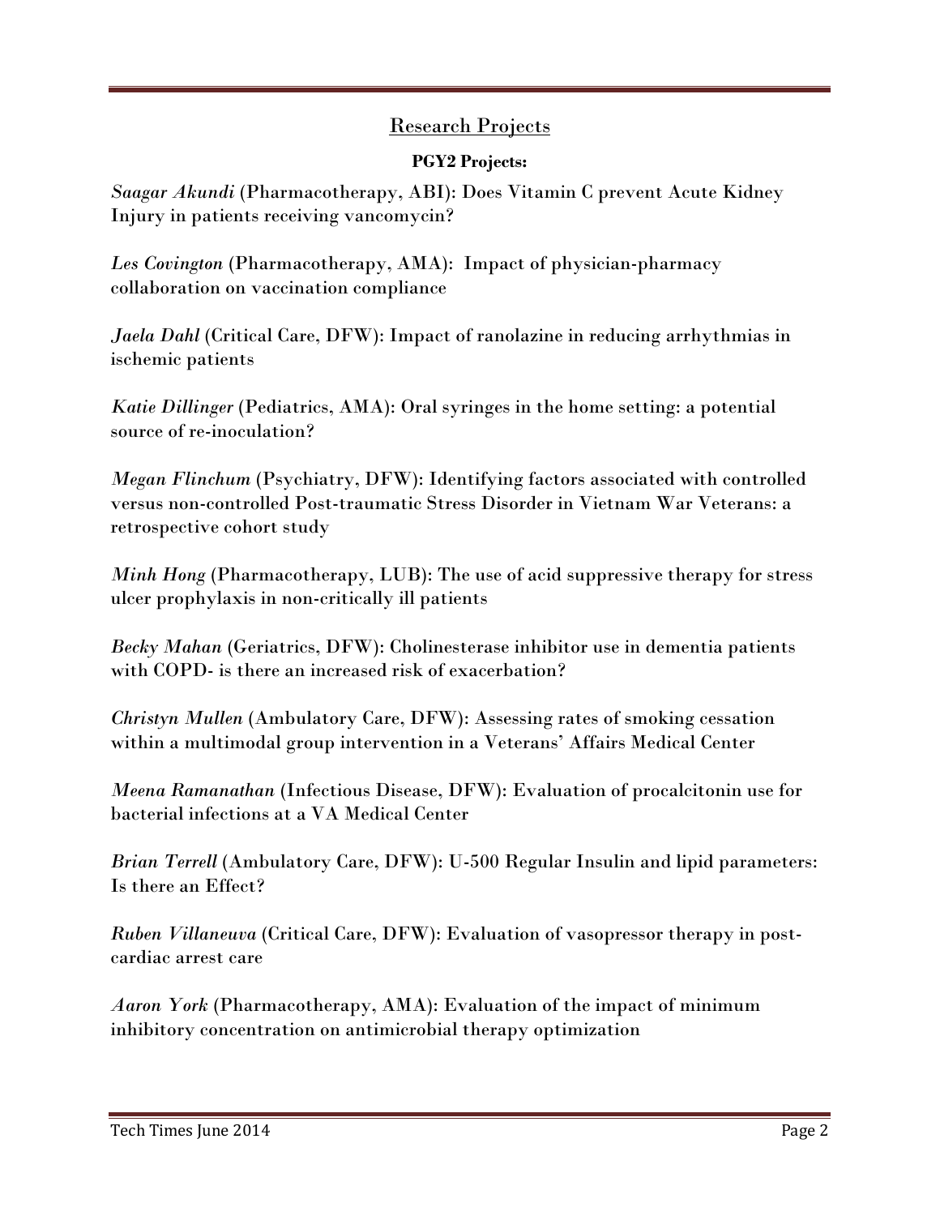## Research Projects

**PGY2 Projects:**

*Saagar Akundi* (Pharmacotherapy, ABI): Does Vitamin C prevent Acute Kidney Injury in patients receiving vancomycin?

*Les Covington* (Pharmacotherapy, AMA): Impact of physician-pharmacy collaboration on vaccination compliance

*Jaela Dahl* (Critical Care, DFW): Impact of ranolazine in reducing arrhythmias in ischemic patients

*Katie Dillinger* (Pediatrics, AMA): Oral syringes in the home setting: a potential source of re-inoculation?

*Megan Flinchum* (Psychiatry, DFW): Identifying factors associated with controlled versus non-controlled Post-traumatic Stress Disorder in Vietnam War Veterans: a retrospective cohort study

*Minh Hong* (Pharmacotherapy, LUB): The use of acid suppressive therapy for stress ulcer prophylaxis in non-critically ill patients

*Becky Mahan* (Geriatrics, DFW): Cholinesterase inhibitor use in dementia patients with COPD- is there an increased risk of exacerbation?

*Christyn Mullen* (Ambulatory Care, DFW): Assessing rates of smoking cessation within a multimodal group intervention in a Veterans' Affairs Medical Center

*Meena Ramanathan* (Infectious Disease, DFW): Evaluation of procalcitonin use for bacterial infections at a VA Medical Center

*Brian Terrell* (Ambulatory Care, DFW): U-500 Regular Insulin and lipid parameters: Is there an Effect?

*Ruben Villaneuva* (Critical Care, DFW): Evaluation of vasopressor therapy in post-cardiac arrest care

*Aaron York* (Pharmacotherapy, AMA): Evaluation of the impact of minimum inhibitory concentration on antimicrobial therapy optimization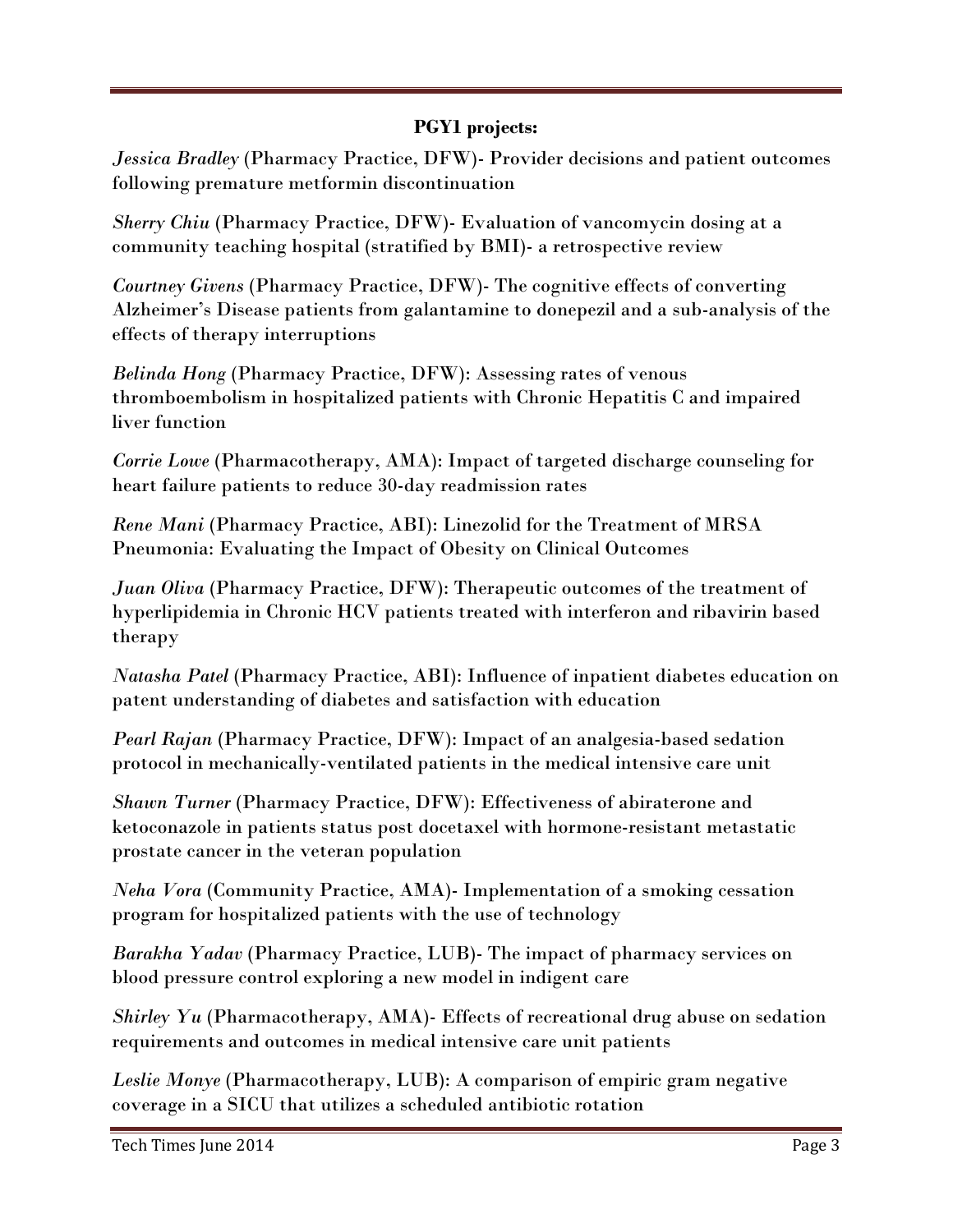**PGY1 projects:**

*Jessica Bradley* (Pharmacy Practice, DFW)- Provider decisions and patient outcomes following premature metformin discontinuation

*Sherry Chiu* (Pharmacy Practice, DFW)- Evaluation of vancomycin dosing at a community teaching hospital (stratified by BMI)- a retrospective review

*Courtney Givens* (Pharmacy Practice, DFW)- The cognitive effects of converting Alzheimer's Disease patients from galantamine to donepezil and a sub-analysis of the effects of therapy interruptions

*Belinda Hong* (Pharmacy Practice, DFW): Assessing rates of venous thromboembolism in hospitalized patients with Chronic Hepatitis C and impaired liver function

*Corrie Lowe* (Pharmacotherapy, AMA): Impact of targeted discharge counseling for heart failure patients to reduce 30-day readmission rates

*Rene Mani* (Pharmacy Practice, ABI): Linezolid for the Treatment of MRSA Pneumonia: Evaluating the Impact of Obesity on Clinical Outcomes

*Juan Oliva* (Pharmacy Practice, DFW): Therapeutic outcomes of the treatment of hyperlipidemia in Chronic HCV patients treated with interferon and ribavirin based therapy

*Natasha Patel* (Pharmacy Practice, ABI): Influence of inpatient diabetes education on patent understanding of diabetes and satisfaction with education

*Pearl Rajan* (Pharmacy Practice, DFW): Impact of an analgesia-based sedation protocol in mechanically-ventilated patients in the medical intensive care unit

*Shawn Turner* (Pharmacy Practice, DFW): Effectiveness of abiraterone and ketoconazole in patients status post docetaxel with hormone-resistant metastatic prostate cancer in the veteran population

*Neha Vora* (Community Practice, AMA)- Implementation of a smoking cessation program for hospitalized patients with the use of technology

*Barakha Yadav* (Pharmacy Practice, LUB)- The impact of pharmacy services on blood pressure control exploring a new model in indigent care

*Shirley Yu* (Pharmacotherapy, AMA)- Effects of recreational drug abuse on sedation requirements and outcomes in medical intensive care unit patients

*Leslie Monye* (Pharmacotherapy, LUB): A comparison of empiric gram negative coverage in a SICU that utilizes a scheduled antibiotic rotation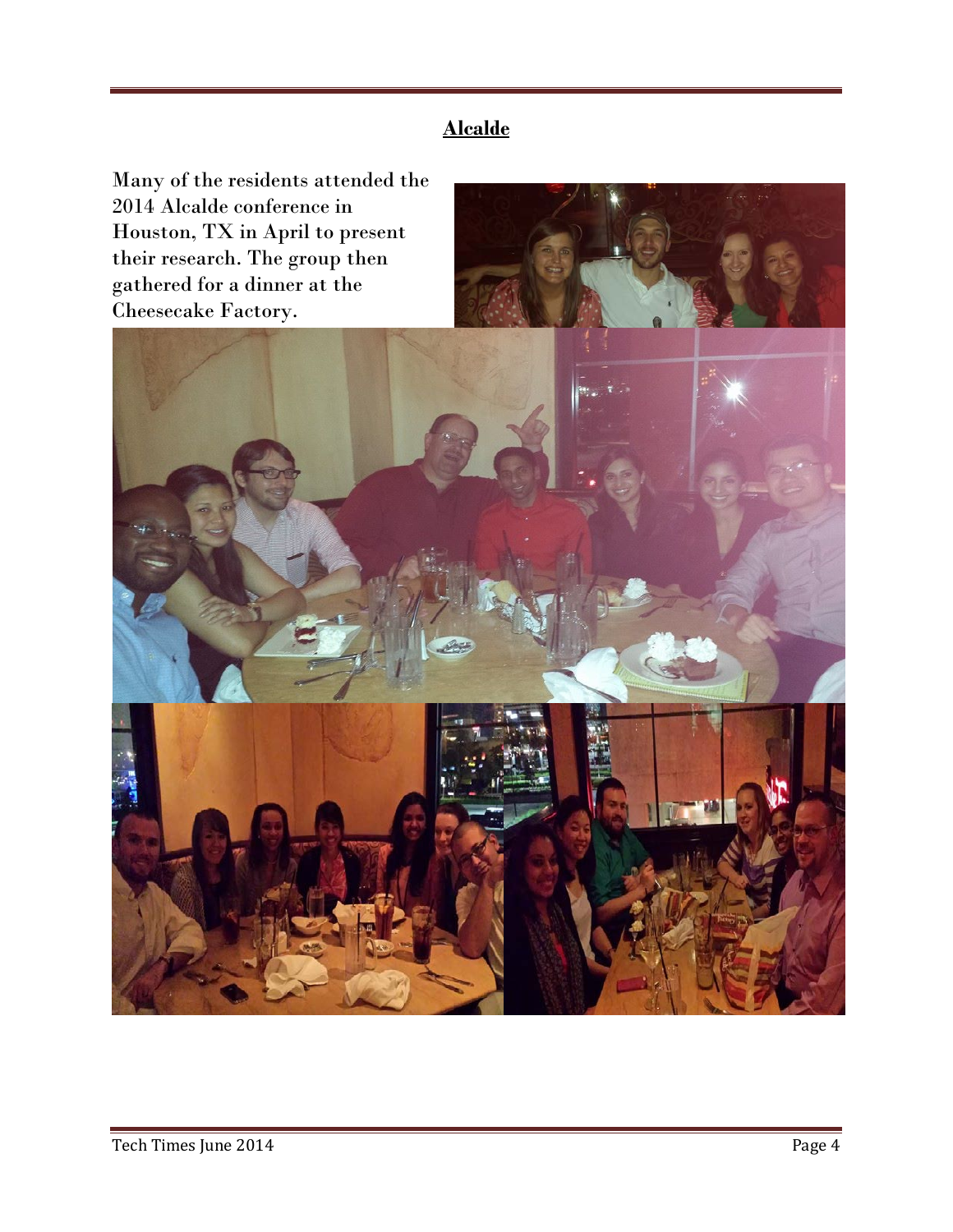## Alcalde

Many of the residents attended the 2014 Alcalde conference in Houston, TX in April to present their research. The group then gathered for a dinner at the Cheesecake Factory.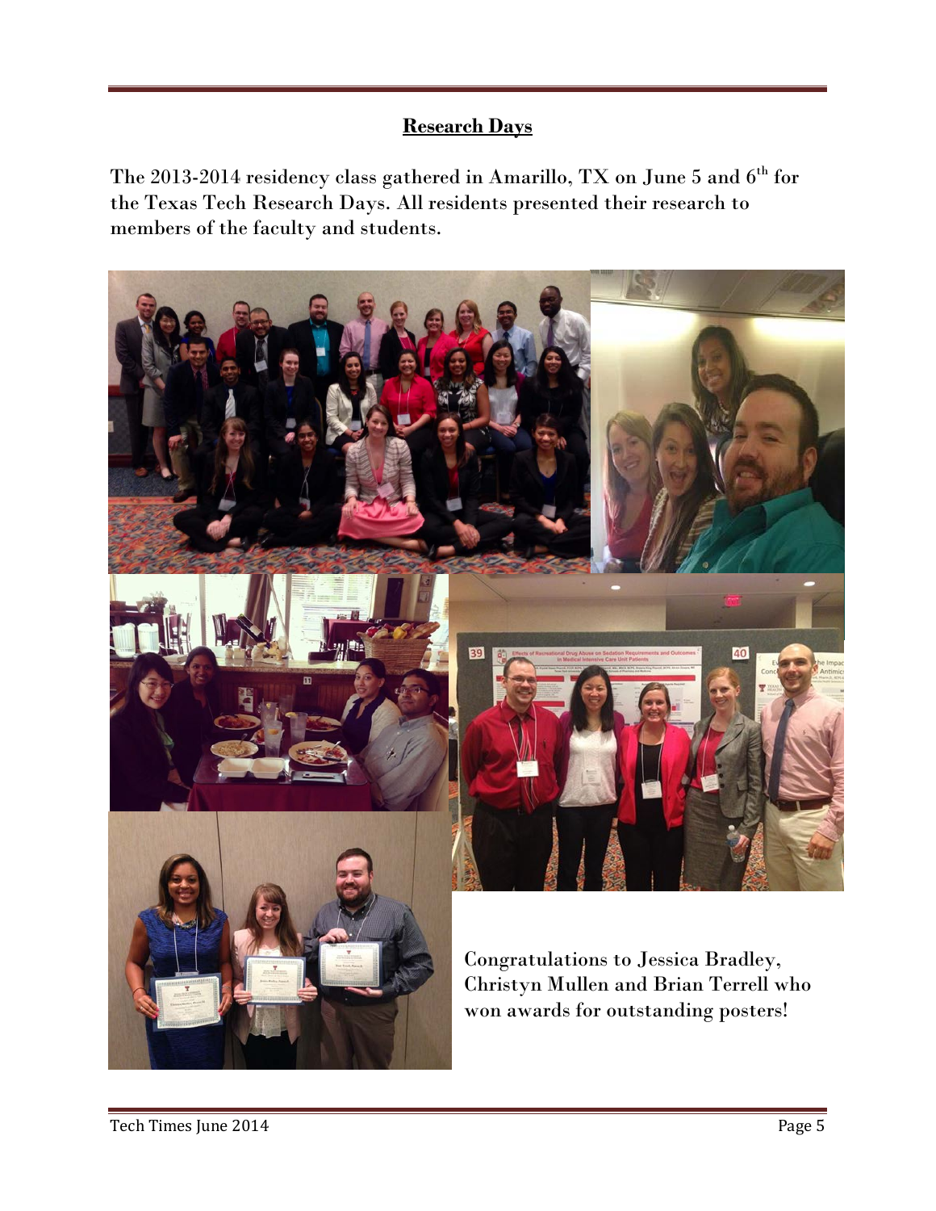## Research Days

The 2013-2014 residency class gathered in Amarillo, TX on June 5 and 6th for the Texas Tech Research Days. All residents presented their research to members of the faculty and students.

Congratulations to Jessica Bradley, Christyn Mullen and Brian Terrell who won awards for outstanding posters!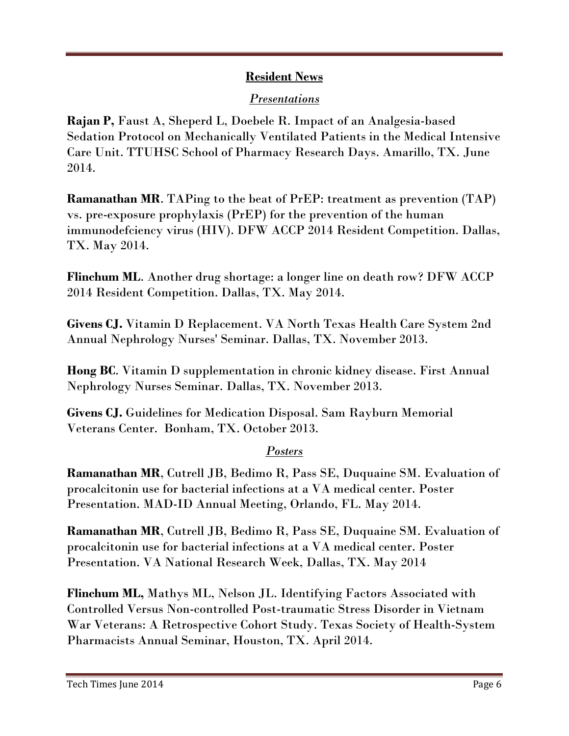## Resident News

### *Presentations*

**Rajan P,** Faust A, Sheperd L, Doebele R. Impact of an Analgesia-based Sedation Protocol on Mechanically Ventilated Patients in the Medical Intensive Care Unit. TTUHSC School of Pharmacy Research Days. Amarillo, TX. June 2014.

**Ramanathan MR**. TAPing to the beat of PrEP: treatment as prevention (TAP) vs. pre-exposure prophylaxis (PrEP) for the prevention of the human immunodefciency virus (HIV). DFW ACCP 2014 Resident Competition. Dallas, TX. May 2014.

**Flinchum ML**. Another drug shortage: a longer line on death row? DFW ACCP 2014 Resident Competition. Dallas, TX. May 2014.

**Givens CJ.** Vitamin D Replacement. VA North Texas Health Care System 2nd Annual Nephrology Nurses' Seminar. Dallas, TX. November 2013.

**Hong BC**. Vitamin D supplementation in chronic kidney disease. First Annual Nephrology Nurses Seminar. Dallas, TX. November 2013.

**Givens CJ.** Guidelines for Medication Disposal. Sam Rayburn Memorial Veterans Center. Bonham, TX. October 2013.

### *Posters*

**Ramanathan MR**, Cutrell JB, Bedimo R, Pass SE, Duquaine SM. Evaluation of procalcitonin use for bacterial infections at a VA medical center. Poster Presentation. MAD-ID Annual Meeting, Orlando, FL. May 2014.

**Ramanathan MR**, Cutrell JB, Bedimo R, Pass SE, Duquaine SM. Evaluation of procalcitonin use for bacterial infections at a VA medical center. Poster Presentation. VA National Research Week, Dallas, TX. May 2014

**Flinchum ML,** Mathys ML, Nelson JL. Identifying Factors Associated with Controlled Versus Non-controlled Post-traumatic Stress Disorder in Vietnam War Veterans: A Retrospective Cohort Study. Texas Society of Health-System Pharmacists Annual Seminar, Houston, TX. April 2014.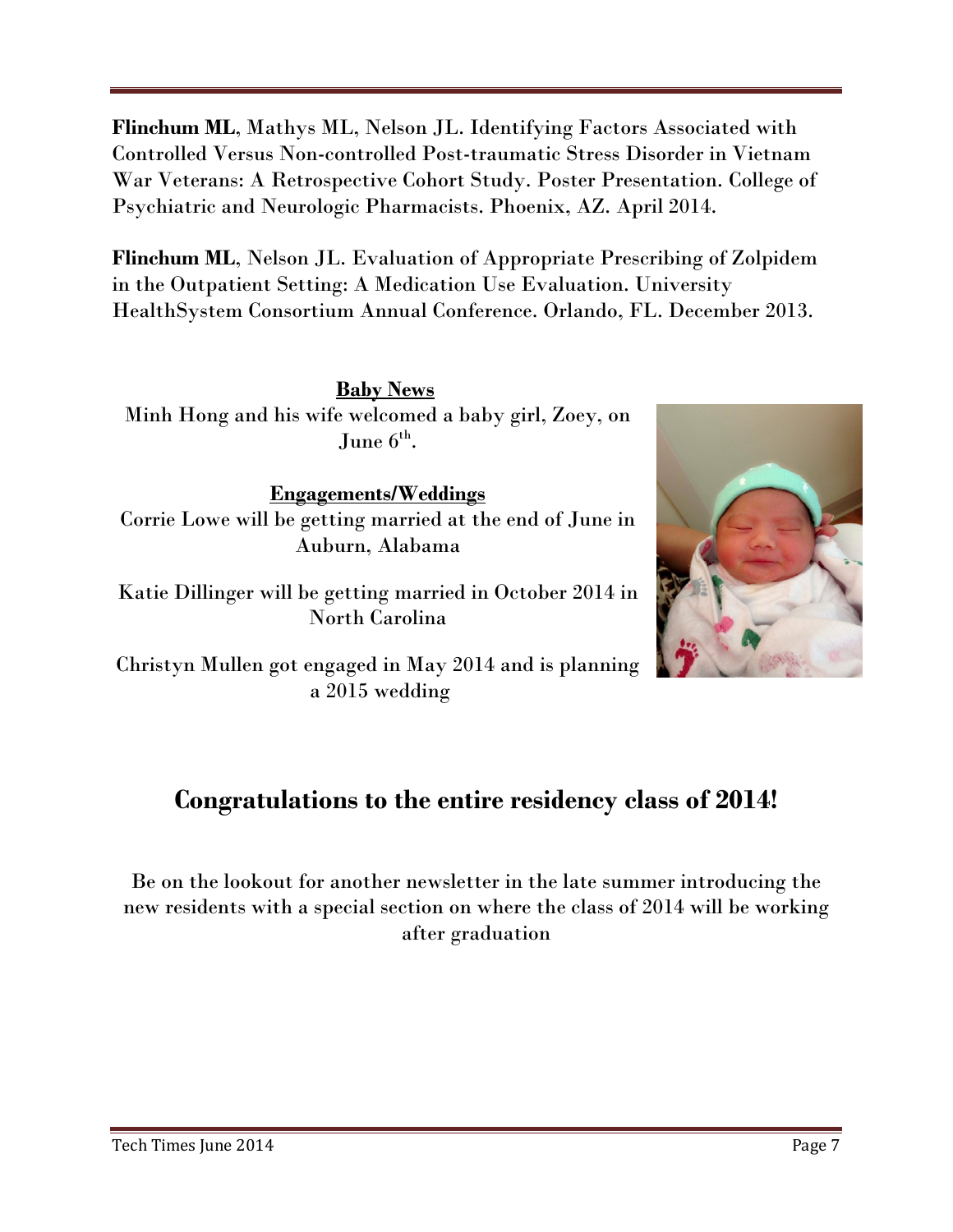**Flinchum ML**, Mathys ML, Nelson JL. Identifying Factors Associated with Controlled Versus Non-controlled Post-traumatic Stress Disorder in Vietnam War Veterans: A Retrospective Cohort Study. Poster Presentation. College of Psychiatric and Neurologic Pharmacists. Phoenix, AZ. April 2014.

**Flinchum ML**, Nelson JL. Evaluation of Appropriate Prescribing of Zolpidem in the Outpatient Setting: A Medication Use Evaluation. University HealthSystem Consortium Annual Conference. Orlando, FL. December 2013.

**Baby News**

Minh Hong and his wife welcomed a baby girl, Zoey, on June 6th.

**Engagements/Weddings**

Corrie Lowe will be getting married at the end of June in Auburn, Alabama

Katie Dillinger will be getting married in October 2014 in North Carolina

Christyn Mullen got engaged in May 2014 and is planning a 2015 wedding

## Congratulations to the entire residency class of 2014!

Be on the lookout for another newsletter in the late summer introducing the new residents with a special section on where the class of 2014 will be working after graduation